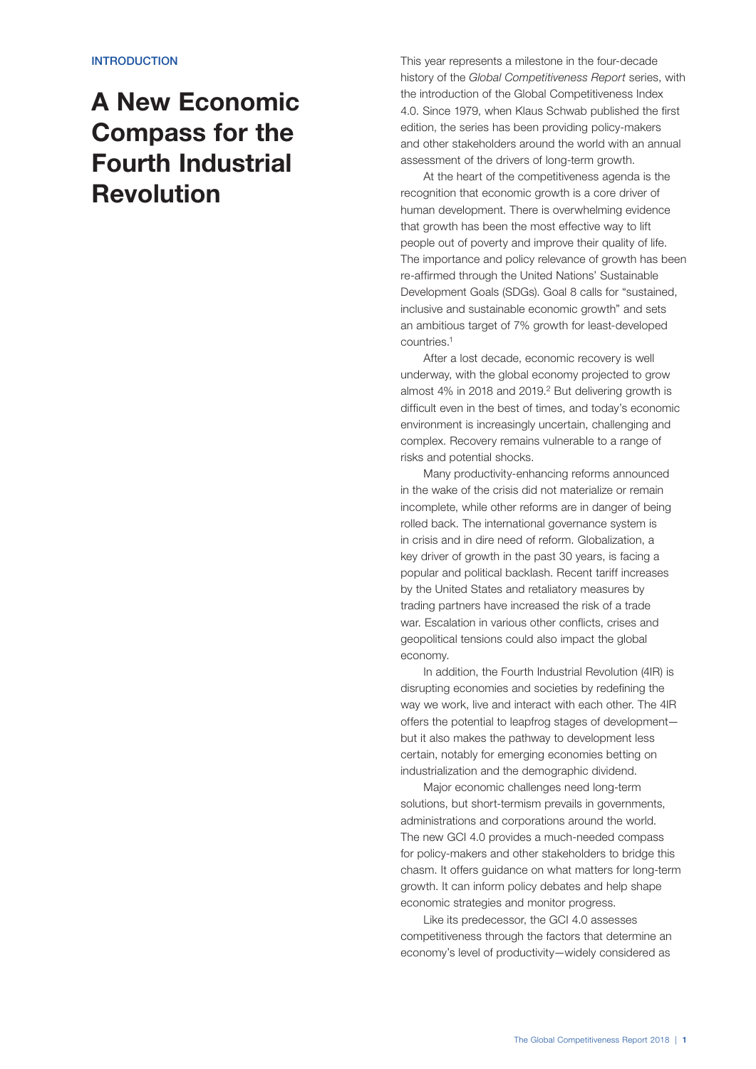INTRODUCTION

# A New Economic Compass for the Fourth Industrial Revolution

This year represents a milestone in the four-decade history of the *Global Competitiveness Report* series, with the introduction of the Global Competitiveness Index 4.0. Since 1979, when Klaus Schwab published the first edition, the series has been providing policy-makers and other stakeholders around the world with an annual assessment of the drivers of long-term growth.

At the heart of the competitiveness agenda is the recognition that economic growth is a core driver of human development. There is overwhelming evidence that growth has been the most effective way to lift people out of poverty and improve their quality of life. The importance and policy relevance of growth has been re-affirmed through the United Nations' Sustainable Development Goals (SDGs). Goal 8 calls for "sustained, inclusive and sustainable economic growth" and sets an ambitious target of 7% growth for least-developed countries.[1]

After a lost decade, economic recovery is well underway, with the global economy projected to grow almost 4% in 2018 and 2019.[2] But delivering growth is difficult even in the best of times, and today's economic environment is increasingly uncertain, challenging and complex. Recovery remains vulnerable to a range of risks and potential shocks.

Many productivity-enhancing reforms announced in the wake of the crisis did not materialize or remain incomplete, while other reforms are in danger of being rolled back. The international governance system is in crisis and in dire need of reform. Globalization, a key driver of growth in the past 30 years, is facing a popular and political backlash. Recent tariff increases by the United States and retaliatory measures by trading partners have increased the risk of a trade war. Escalation in various other conflicts, crises and geopolitical tensions could also impact the global economy.

In addition, the Fourth Industrial Revolution (4IR) is disrupting economies and societies by redefining the way we work, live and interact with each other. The 4IR offers the potential to leapfrog stages of development—but it also makes the pathway to development less certain, notably for emerging economies betting on industrialization and the demographic dividend.

Major economic challenges need long-term solutions, but short-termism prevails in governments, administrations and corporations around the world. The new GCI 4.0 provides a much-needed compass for policy-makers and other stakeholders to bridge this chasm. It offers guidance on what matters for long-term growth. It can inform policy debates and help shape economic strategies and monitor progress.

Like its predecessor, the GCI 4.0 assesses competitiveness through the factors that determine an economy's level of productivity—widely considered as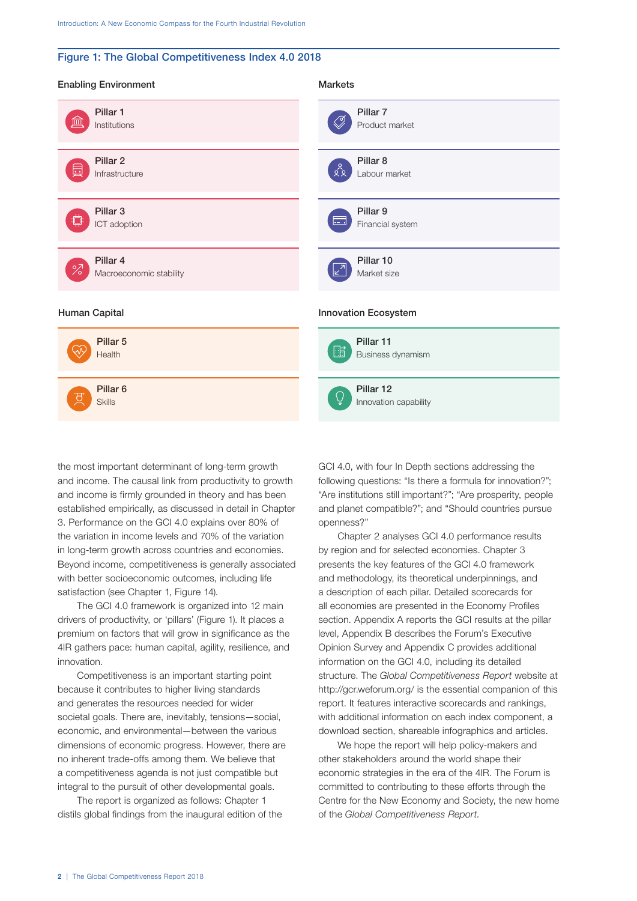## Figure 1: The Global Competitiveness Index 4.0 2018

### Enabling Environment

- **Pillar 1** Institutions
- **Pillar 2** Infrastructure
- **Pillar 3** ICT adoption
- **Pillar 4** Macroeconomic stability

### Human Capital

- **Pillar 5** Health
- **Pillar 6** Skills

### Markets

- **Pillar 7** Product market
- **Pillar 8** Labour market
- **Pillar 9** Financial system
- **Pillar 10** Market size

### Innovation Ecosystem

- **Pillar 11** Business dynamism
- **Pillar 12** Innovation capability

the most important determinant of long-term growth and income. The causal link from productivity to growth and income is firmly grounded in theory and has been established empirically, as discussed in detail in Chapter 3. Performance on the GCI 4.0 explains over 80% of the variation in income levels and 70% of the variation in long-term growth across countries and economies. Beyond income, competitiveness is generally associated with better socioeconomic outcomes, including life satisfaction (see Chapter 1, Figure 14).

The GCI 4.0 framework is organized into 12 main drivers of productivity, or 'pillars' (Figure 1). It places a premium on factors that will grow in significance as the 4IR gathers pace: human capital, agility, resilience, and innovation.

Competitiveness is an important starting point because it contributes to higher living standards and generates the resources needed for wider societal goals. There are, inevitably, tensions—social, economic, and environmental—between the various dimensions of economic progress. However, there are no inherent trade-offs among them. We believe that a competitiveness agenda is not just compatible but integral to the pursuit of other developmental goals.

The report is organized as follows: Chapter 1 distils global findings from the inaugural edition of the GCI 4.0, with four In Depth sections addressing the following questions: "Is there a formula for innovation?"; "Are institutions still important?"; "Are prosperity, people and planet compatible?"; and "Should countries pursue openness?"

Chapter 2 analyses GCI 4.0 performance results by region and for selected economies. Chapter 3 presents the key features of the GCI 4.0 framework and methodology, its theoretical underpinnings, and a description of each pillar. Detailed scorecards for all economies are presented in the Economy Profiles section. Appendix A reports the GCI results at the pillar level, Appendix B describes the Forum's Executive Opinion Survey and Appendix C provides additional information on the GCI 4.0, including its detailed structure. The *Global Competitiveness Report* website at http://gcr.weforum.org/ is the essential companion of this report. It features interactive scorecards and rankings, with additional information on each index component, a download section, shareable infographics and articles.

We hope the report will help policy-makers and other stakeholders around the world shape their economic strategies in the era of the 4IR. The Forum is committed to contributing to these efforts through the Centre for the New Economy and Society, the new home of the *Global Competitiveness Report*.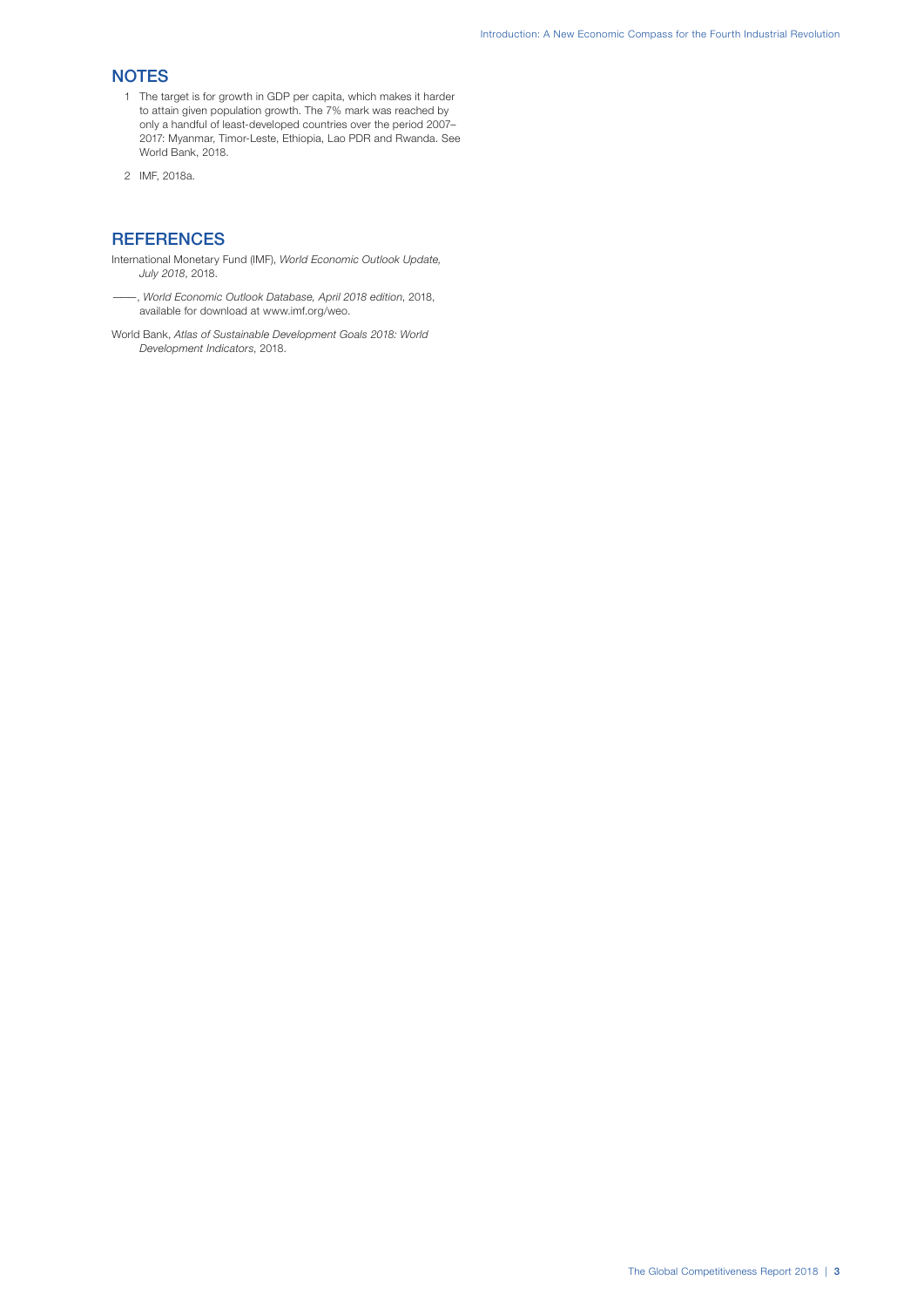## NOTES

1. The target is for growth in GDP per capita, which makes it harder to attain given population growth. The 7% mark was reached by only a handful of least-developed countries over the period 2007–2017: Myanmar, Timor-Leste, Ethiopia, Lao PDR and Rwanda. See World Bank, 2018.

2. IMF, 2018a.

## REFERENCES

International Monetary Fund (IMF), *World Economic Outlook Update, July 2018*, 2018.

——, *World Economic Outlook Database, April 2018 edition*, 2018, available for download at www.imf.org/weo.

World Bank, *Atlas of Sustainable Development Goals 2018: World Development Indicators*, 2018.